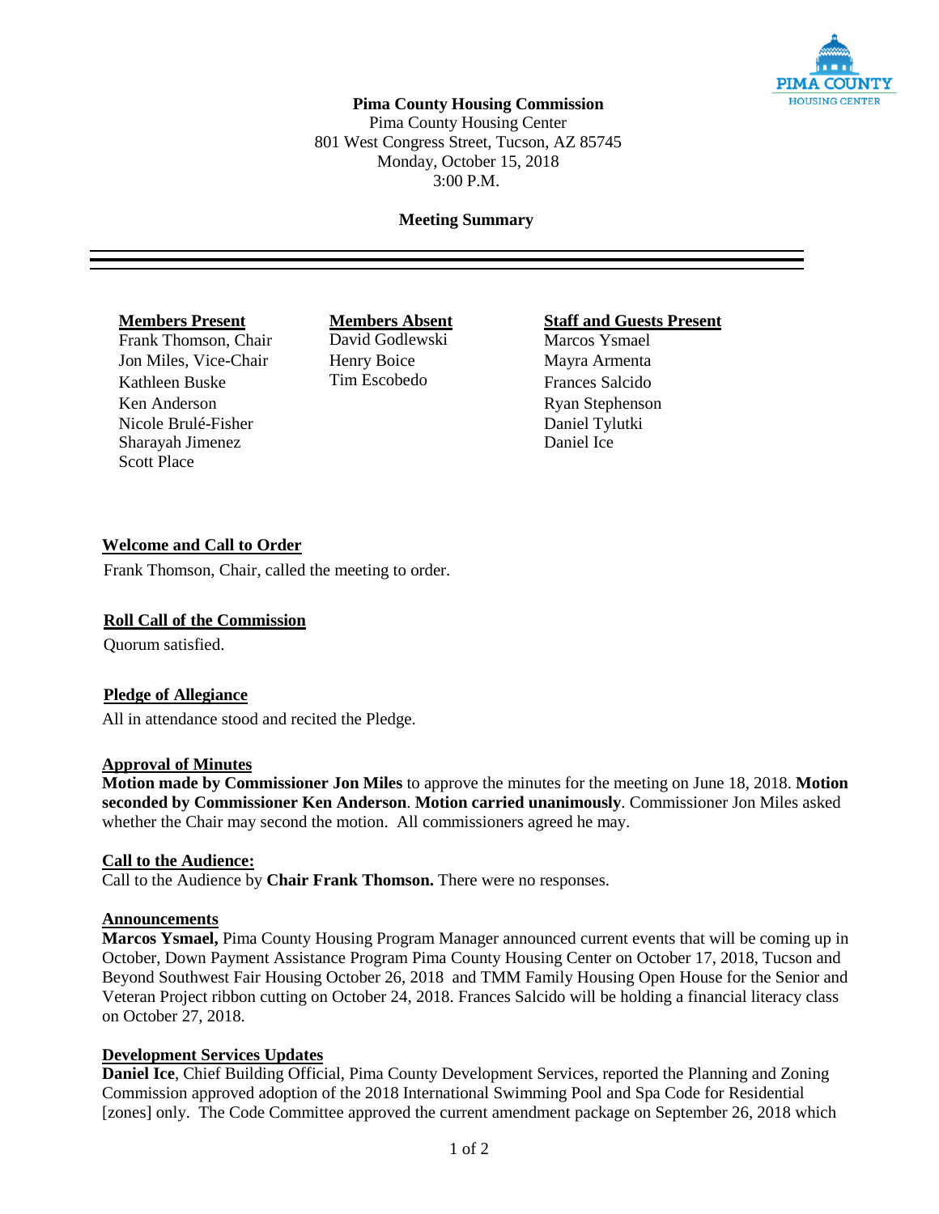**Pima County Housing Commission**

Pima County Housing Center
801 West Congress Street, Tucson, AZ 85745
Monday, October 15, 2018
3:00 P.M.

**Meeting Summary**

---

**Members Present**
Frank Thomson, Chair
Jon Miles, Vice-Chair
Kathleen Buske
Ken Anderson
Nicole Brulé-Fisher
Sharayah Jimenez
Scott Place

**Members Absent**
David Godlewski
Henry Boice
Tim Escobedo

**Staff and Guests Present**
Marcos Ysmael
Mayra Armenta
Frances Salcido
Ryan Stephenson
Daniel Tylutki
Daniel Ice

**Welcome and Call to Order**

Frank Thomson, Chair, called the meeting to order.

**Roll Call of the Commission**

Quorum satisfied.

**Pledge of Allegiance**

All in attendance stood and recited the Pledge.

**Approval of Minutes**

**Motion made by Commissioner Jon Miles** to approve the minutes for the meeting on June 18, 2018. **Motion seconded by Commissioner Ken Anderson**. **Motion carried unanimously**. Commissioner Jon Miles asked whether the Chair may second the motion. All commissioners agreed he may.

**Call to the Audience:**

Call to the Audience by **Chair Frank Thomson.** There were no responses.

**Announcements**

**Marcos Ysmael,** Pima County Housing Program Manager announced current events that will be coming up in October, Down Payment Assistance Program Pima County Housing Center on October 17, 2018, Tucson and Beyond Southwest Fair Housing October 26, 2018 and TMM Family Housing Open House for the Senior and Veteran Project ribbon cutting on October 24, 2018. Frances Salcido will be holding a financial literacy class on October 27, 2018.

**Development Services Updates**

**Daniel Ice**, Chief Building Official, Pima County Development Services, reported the Planning and Zoning Commission approved adoption of the 2018 International Swimming Pool and Spa Code for Residential [zones] only. The Code Committee approved the current amendment package on September 26, 2018 which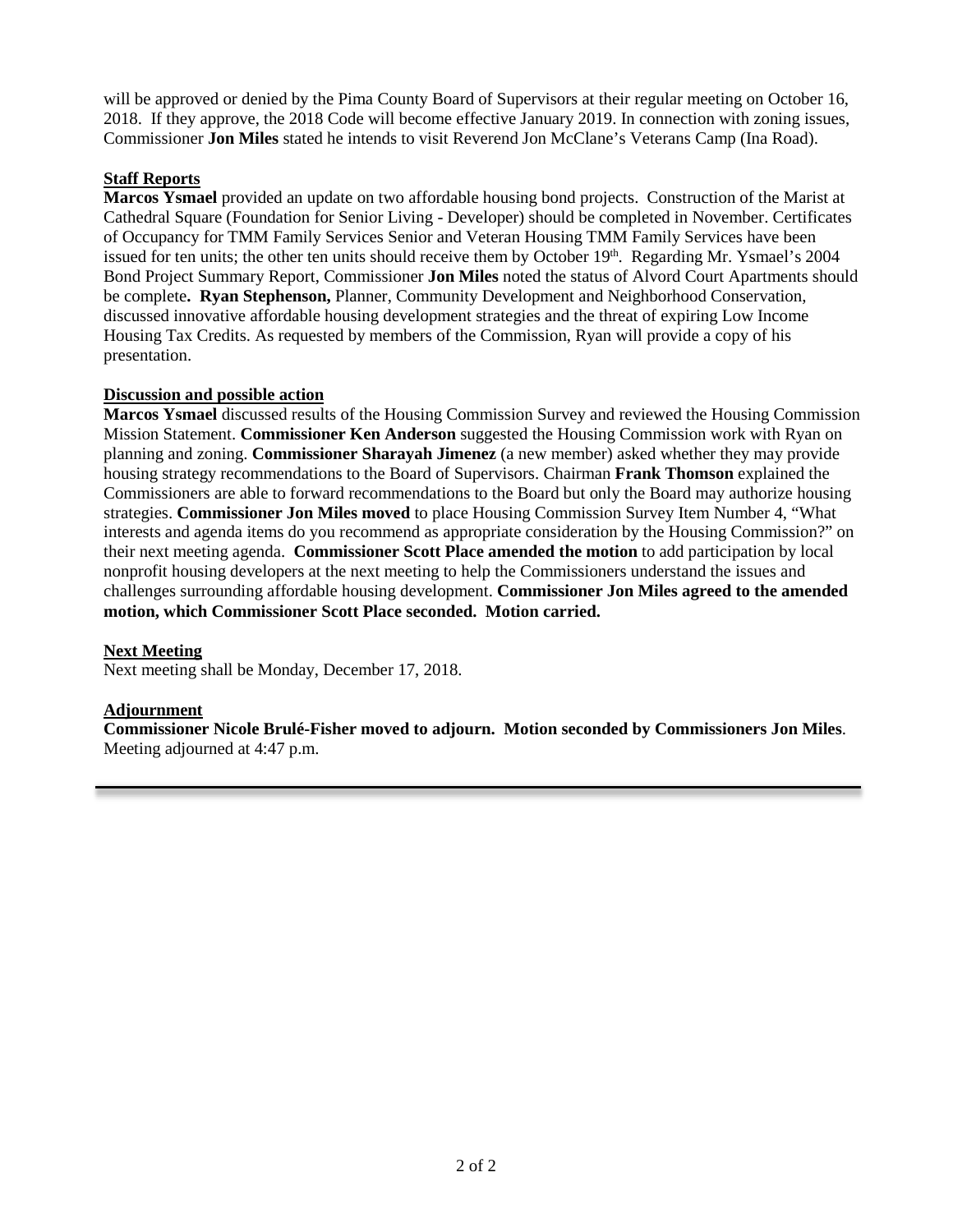will be approved or denied by the Pima County Board of Supervisors at their regular meeting on October 16, 2018. If they approve, the 2018 Code will become effective January 2019. In connection with zoning issues, Commissioner **Jon Miles** stated he intends to visit Reverend Jon McClane's Veterans Camp (Ina Road).

## Staff Reports

**Marcos Ysmael** provided an update on two affordable housing bond projects. Construction of the Marist at Cathedral Square (Foundation for Senior Living - Developer) should be completed in November. Certificates of Occupancy for TMM Family Services Senior and Veteran Housing TMM Family Services have been issued for ten units; the other ten units should receive them by October 19th. Regarding Mr. Ysmael's 2004 Bond Project Summary Report, Commissioner **Jon Miles** noted the status of Alvord Court Apartments should be complete**. Ryan Stephenson,** Planner, Community Development and Neighborhood Conservation, discussed innovative affordable housing development strategies and the threat of expiring Low Income Housing Tax Credits. As requested by members of the Commission, Ryan will provide a copy of his presentation.

## Discussion and possible action

**Marcos Ysmael** discussed results of the Housing Commission Survey and reviewed the Housing Commission Mission Statement. **Commissioner Ken Anderson** suggested the Housing Commission work with Ryan on planning and zoning. **Commissioner Sharayah Jimenez** (a new member) asked whether they may provide housing strategy recommendations to the Board of Supervisors. Chairman **Frank Thomson** explained the Commissioners are able to forward recommendations to the Board but only the Board may authorize housing strategies. **Commissioner Jon Miles moved** to place Housing Commission Survey Item Number 4, "What interests and agenda items do you recommend as appropriate consideration by the Housing Commission?" on their next meeting agenda. **Commissioner Scott Place amended the motion** to add participation by local nonprofit housing developers at the next meeting to help the Commissioners understand the issues and challenges surrounding affordable housing development. **Commissioner Jon Miles agreed to the amended motion, which Commissioner Scott Place seconded. Motion carried.**

## Next Meeting

Next meeting shall be Monday, December 17, 2018.

## Adjournment

**Commissioner Nicole Brulé-Fisher moved to adjourn. Motion seconded by Commissioners Jon Miles**. Meeting adjourned at 4:47 p.m.